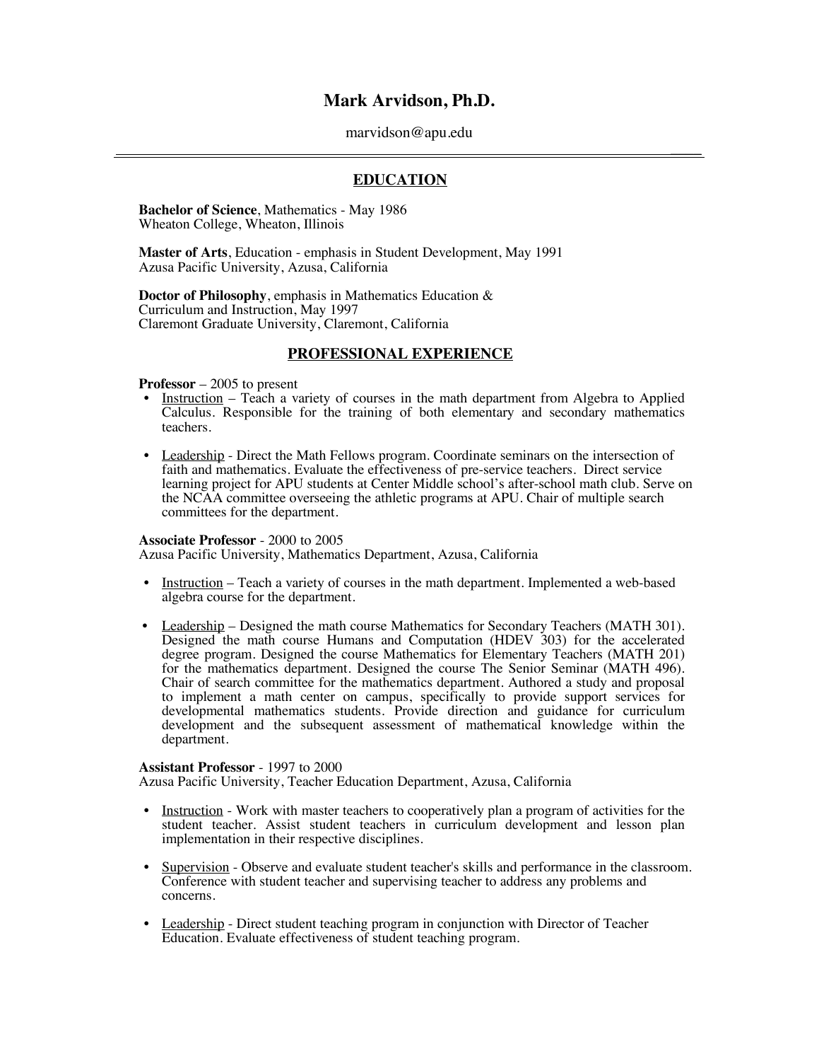# Mark Arvidson, Ph.D.

marvidson@apu.edu

---

## EDUCATION

**Bachelor of Science**, Mathematics - May 1986
Wheaton College, Wheaton, Illinois

**Master of Arts**, Education - emphasis in Student Development, May 1991
Azusa Pacific University, Azusa, California

**Doctor of Philosophy**, emphasis in Mathematics Education & Curriculum and Instruction, May 1997
Claremont Graduate University, Claremont, California

## PROFESSIONAL EXPERIENCE

**Professor** – 2005 to present

- Instruction – Teach a variety of courses in the math department from Algebra to Applied Calculus. Responsible for the training of both elementary and secondary mathematics teachers.
- Leadership - Direct the Math Fellows program. Coordinate seminars on the intersection of faith and mathematics. Evaluate the effectiveness of pre-service teachers. Direct service learning project for APU students at Center Middle school's after-school math club. Serve on the NCAA committee overseeing the athletic programs at APU. Chair of multiple search committees for the department.

**Associate Professor** - 2000 to 2005
Azusa Pacific University, Mathematics Department, Azusa, California

- Instruction – Teach a variety of courses in the math department. Implemented a web-based algebra course for the department.
- Leadership – Designed the math course Mathematics for Secondary Teachers (MATH 301). Designed the math course Humans and Computation (HDEV 303) for the accelerated degree program. Designed the course Mathematics for Elementary Teachers (MATH 201) for the mathematics department. Designed the course The Senior Seminar (MATH 496). Chair of search committee for the mathematics department. Authored a study and proposal to implement a math center on campus, specifically to provide support services for developmental mathematics students. Provide direction and guidance for curriculum development and the subsequent assessment of mathematical knowledge within the department.

**Assistant Professor** - 1997 to 2000
Azusa Pacific University, Teacher Education Department, Azusa, California

- Instruction - Work with master teachers to cooperatively plan a program of activities for the student teacher. Assist student teachers in curriculum development and lesson plan implementation in their respective disciplines.
- Supervision - Observe and evaluate student teacher's skills and performance in the classroom. Conference with student teacher and supervising teacher to address any problems and concerns.
- Leadership - Direct student teaching program in conjunction with Director of Teacher Education. Evaluate effectiveness of student teaching program.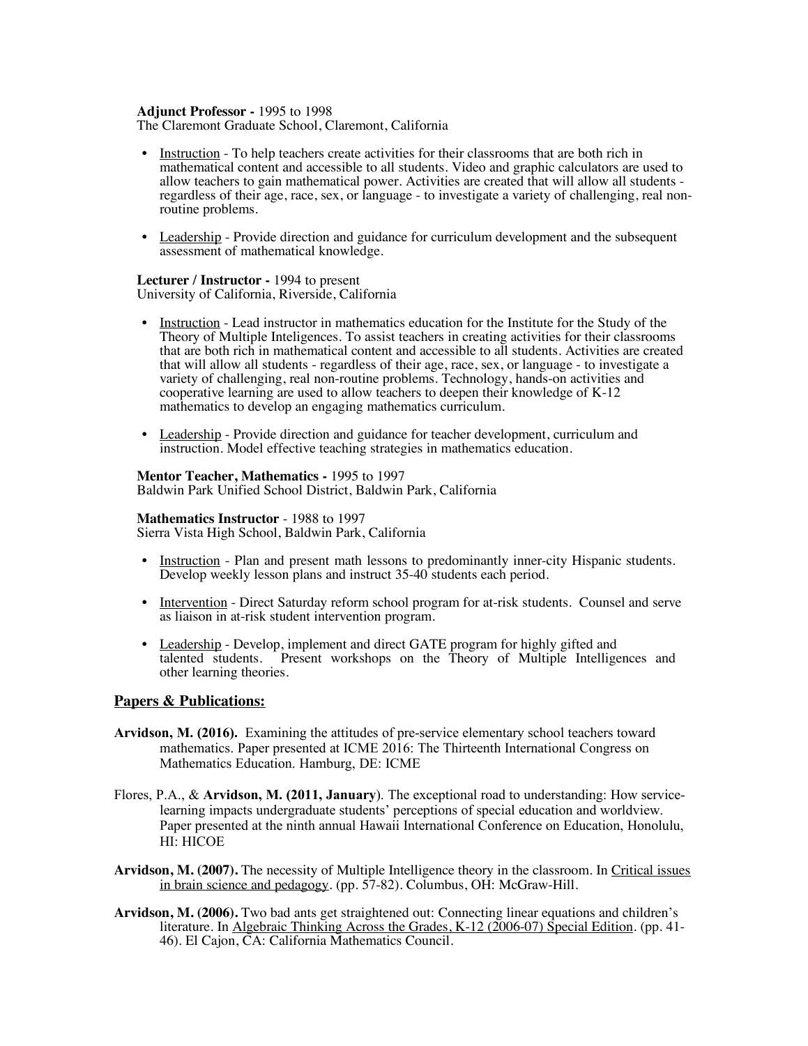**Adjunct Professor -** 1995 to 1998
The Claremont Graduate School, Claremont, California

- Instruction - To help teachers create activities for their classrooms that are both rich in mathematical content and accessible to all students. Video and graphic calculators are used to allow teachers to gain mathematical power. Activities are created that will allow all students - regardless of their age, race, sex, or language - to investigate a variety of challenging, real non-routine problems.

- Leadership - Provide direction and guidance for curriculum development and the subsequent assessment of mathematical knowledge.

**Lecturer / Instructor -** 1994 to present
University of California, Riverside, California

- Instruction - Lead instructor in mathematics education for the Institute for the Study of the Theory of Multiple Inteligences. To assist teachers in creating activities for their classrooms that are both rich in mathematical content and accessible to all students. Activities are created that will allow all students - regardless of their age, race, sex, or language - to investigate a variety of challenging, real non-routine problems. Technology, hands-on activities and cooperative learning are used to allow teachers to deepen their knowledge of K-12 mathematics to develop an engaging mathematics curriculum.

- Leadership - Provide direction and guidance for teacher development, curriculum and instruction. Model effective teaching strategies in mathematics education.

**Mentor Teacher, Mathematics -** 1995 to 1997
Baldwin Park Unified School District, Baldwin Park, California

**Mathematics Instructor** - 1988 to 1997
Sierra Vista High School, Baldwin Park, California

- Instruction - Plan and present math lessons to predominantly inner-city Hispanic students. Develop weekly lesson plans and instruct 35-40 students each period.

- Intervention - Direct Saturday reform school program for at-risk students. Counsel and serve as liaison in at-risk student intervention program.

- Leadership - Develop, implement and direct GATE program for highly gifted and talented students. Present workshops on the Theory of Multiple Intelligences and other learning theories.

## Papers & Publications:

**Arvidson, M. (2016).** Examining the attitudes of pre-service elementary school teachers toward mathematics. Paper presented at ICME 2016: The Thirteenth International Congress on Mathematics Education. Hamburg, DE: ICME

Flores, P.A., & **Arvidson, M. (2011, January**). The exceptional road to understanding: How service-learning impacts undergraduate students' perceptions of special education and worldview. Paper presented at the ninth annual Hawaii International Conference on Education, Honolulu, HI: HICOE

**Arvidson, M. (2007).** The necessity of Multiple Intelligence theory in the classroom. In Critical issues in brain science and pedagogy. (pp. 57-82). Columbus, OH: McGraw-Hill.

**Arvidson, M. (2006).** Two bad ants get straightened out: Connecting linear equations and children's literature. In Algebraic Thinking Across the Grades, K-12 (2006-07) Special Edition. (pp. 41-46). El Cajon, CA: California Mathematics Council.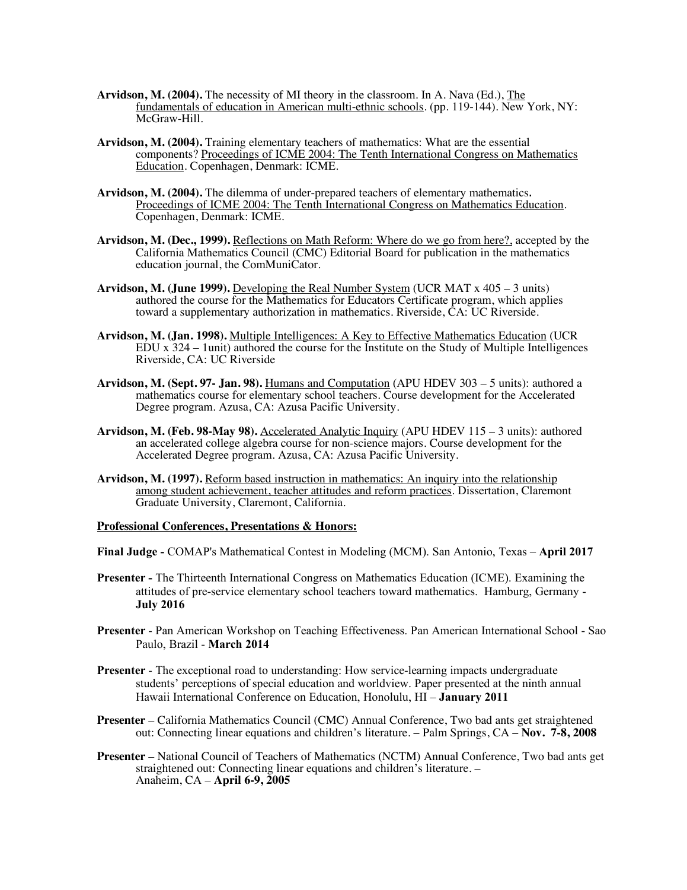**Arvidson, M. (2004).** The necessity of MI theory in the classroom. In A. Nava (Ed.), The fundamentals of education in American multi-ethnic schools. (pp. 119-144). New York, NY: McGraw-Hill.

**Arvidson, M. (2004).** Training elementary teachers of mathematics: What are the essential components? Proceedings of ICME 2004: The Tenth International Congress on Mathematics Education. Copenhagen, Denmark: ICME.

**Arvidson, M. (2004).** The dilemma of under-prepared teachers of elementary mathematics**.** Proceedings of ICME 2004: The Tenth International Congress on Mathematics Education. Copenhagen, Denmark: ICME.

**Arvidson, M. (Dec., 1999).** Reflections on Math Reform: Where do we go from here?, accepted by the California Mathematics Council (CMC) Editorial Board for publication in the mathematics education journal, the ComMuniCator.

**Arvidson, M. (June 1999).** Developing the Real Number System (UCR MAT x 405 – 3 units) authored the course for the Mathematics for Educators Certificate program, which applies toward a supplementary authorization in mathematics. Riverside, CA: UC Riverside.

**Arvidson, M. (Jan. 1998).** Multiple Intelligences: A Key to Effective Mathematics Education (UCR EDU x 324 – 1unit) authored the course for the Institute on the Study of Multiple Intelligences Riverside, CA: UC Riverside

**Arvidson, M. (Sept. 97- Jan. 98).** Humans and Computation (APU HDEV 303 – 5 units): authored a mathematics course for elementary school teachers. Course development for the Accelerated Degree program. Azusa, CA: Azusa Pacific University.

**Arvidson, M. (Feb. 98-May 98).** Accelerated Analytic Inquiry (APU HDEV 115 – 3 units): authored an accelerated college algebra course for non-science majors. Course development for the Accelerated Degree program. Azusa, CA: Azusa Pacific University.

**Arvidson, M. (1997).** Reform based instruction in mathematics: An inquiry into the relationship among student achievement, teacher attitudes and reform practices. Dissertation, Claremont Graduate University, Claremont, California.

**Professional Conferences, Presentations & Honors:**

**Final Judge -** COMAP's Mathematical Contest in Modeling (MCM). San Antonio, Texas – **April 2017**

**Presenter -** The Thirteenth International Congress on Mathematics Education (ICME). Examining the attitudes of pre-service elementary school teachers toward mathematics. Hamburg, Germany - **July 2016**

**Presenter** - Pan American Workshop on Teaching Effectiveness. Pan American International School - Sao Paulo, Brazil - **March 2014**

**Presenter** - The exceptional road to understanding: How service-learning impacts undergraduate students' perceptions of special education and worldview. Paper presented at the ninth annual Hawaii International Conference on Education, Honolulu, HI – **January 2011**

**Presenter** – California Mathematics Council (CMC) Annual Conference, Two bad ants get straightened out: Connecting linear equations and children's literature. – Palm Springs, CA – **Nov. 7-8, 2008**

**Presenter** – National Council of Teachers of Mathematics (NCTM) Annual Conference, Two bad ants get straightened out: Connecting linear equations and children's literature. – Anaheim, CA – **April 6-9, 2005**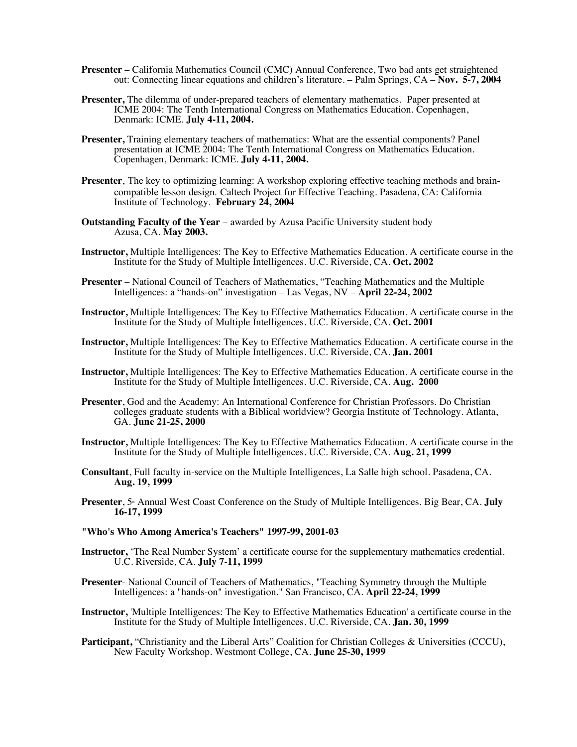**Presenter** – California Mathematics Council (CMC) Annual Conference, Two bad ants get straightened out: Connecting linear equations and children's literature. – Palm Springs, CA – **Nov. 5-7, 2004**

**Presenter,** The dilemma of under-prepared teachers of elementary mathematics. Paper presented at ICME 2004: The Tenth International Congress on Mathematics Education. Copenhagen, Denmark: ICME. **July 4-11, 2004.**

**Presenter,** Training elementary teachers of mathematics: What are the essential components? Panel presentation at ICME 2004: The Tenth International Congress on Mathematics Education. Copenhagen, Denmark: ICME. **July 4-11, 2004.**

**Presenter**, The key to optimizing learning: A workshop exploring effective teaching methods and brain-compatible lesson design. Caltech Project for Effective Teaching. Pasadena, CA: California Institute of Technology. **February 24, 2004**

**Outstanding Faculty of the Year** – awarded by Azusa Pacific University student body Azusa, CA. **May 2003.**

**Instructor,** Multiple Intelligences: The Key to Effective Mathematics Education. A certificate course in the Institute for the Study of Multiple Intelligences. U.C. Riverside, CA. **Oct. 2002**

**Presenter** – National Council of Teachers of Mathematics, "Teaching Mathematics and the Multiple Intelligences: a "hands-on" investigation – Las Vegas, NV – **April 22-24, 2002**

**Instructor,** Multiple Intelligences: The Key to Effective Mathematics Education. A certificate course in the Institute for the Study of Multiple Intelligences. U.C. Riverside, CA. **Oct. 2001**

**Instructor,** Multiple Intelligences: The Key to Effective Mathematics Education. A certificate course in the Institute for the Study of Multiple Intelligences. U.C. Riverside, CA. **Jan. 2001**

**Instructor,** Multiple Intelligences: The Key to Effective Mathematics Education. A certificate course in the Institute for the Study of Multiple Intelligences. U.C. Riverside, CA. **Aug. 2000**

**Presenter**, God and the Academy: An International Conference for Christian Professors. Do Christian colleges graduate students with a Biblical worldview? Georgia Institute of Technology. Atlanta, GA. **June 21-25, 2000**

**Instructor,** Multiple Intelligences: The Key to Effective Mathematics Education. A certificate course in the Institute for the Study of Multiple Intelligences. U.C. Riverside, CA. **Aug. 21, 1999**

**Consultant**, Full faculty in-service on the Multiple Intelligences, La Salle high school. Pasadena, CA. **Aug. 19, 1999**

**Presenter**, 5th Annual West Coast Conference on the Study of Multiple Intelligences. Big Bear, CA. **July 16-17, 1999**

**"Who's Who Among America's Teachers" 1997-99, 2001-03**

**Instructor,** 'The Real Number System' a certificate course for the supplementary mathematics credential. U.C. Riverside, CA. **July 7-11, 1999**

**Presenter**- National Council of Teachers of Mathematics, "Teaching Symmetry through the Multiple Intelligences: a "hands-on" investigation." San Francisco, CA. **April 22-24, 1999**

**Instructor,** 'Multiple Intelligences: The Key to Effective Mathematics Education' a certificate course in the Institute for the Study of Multiple Intelligences. U.C. Riverside, CA. **Jan. 30, 1999**

**Participant,** "Christianity and the Liberal Arts" Coalition for Christian Colleges & Universities (CCCU), New Faculty Workshop. Westmont College, CA. **June 25-30, 1999**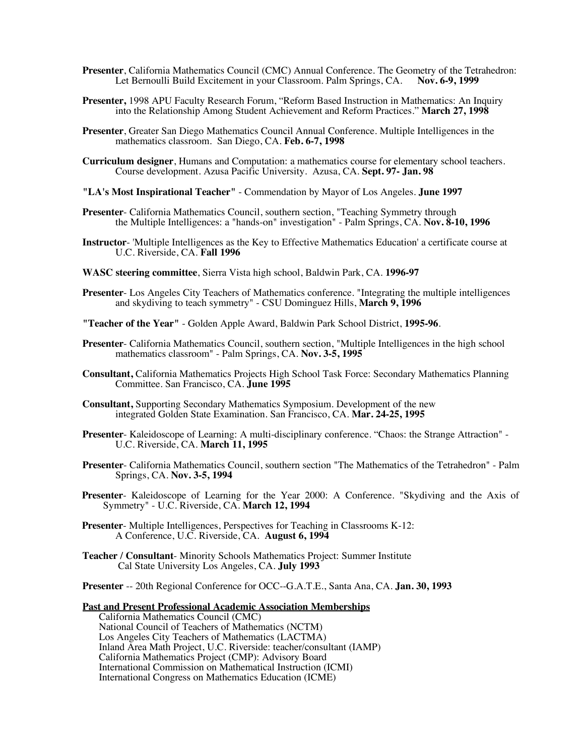**Presenter**, California Mathematics Council (CMC) Annual Conference. The Geometry of the Tetrahedron: Let Bernoulli Build Excitement in your Classroom. Palm Springs, CA. **Nov. 6-9, 1999**

**Presenter,** 1998 APU Faculty Research Forum, "Reform Based Instruction in Mathematics: An Inquiry into the Relationship Among Student Achievement and Reform Practices." **March 27, 1998**

**Presenter**, Greater San Diego Mathematics Council Annual Conference. Multiple Intelligences in the mathematics classroom. San Diego, CA. **Feb. 6-7, 1998**

**Curriculum designer**, Humans and Computation: a mathematics course for elementary school teachers. Course development. Azusa Pacific University. Azusa, CA. **Sept. 97- Jan. 98**

**"LA's Most Inspirational Teacher"** - Commendation by Mayor of Los Angeles. **June 1997**

**Presenter**- California Mathematics Council, southern section, "Teaching Symmetry through the Multiple Intelligences: a "hands-on" investigation" - Palm Springs, CA. **Nov. 8-10, 1996**

**Instructor**- 'Multiple Intelligences as the Key to Effective Mathematics Education' a certificate course at U.C. Riverside, CA. **Fall 1996**

**WASC steering committee**, Sierra Vista high school, Baldwin Park, CA. **1996-97**

**Presenter**- Los Angeles City Teachers of Mathematics conference. "Integrating the multiple intelligences and skydiving to teach symmetry" - CSU Dominguez Hills, **March 9, 1996**

**"Teacher of the Year"** - Golden Apple Award, Baldwin Park School District, **1995-96**.

**Presenter**- California Mathematics Council, southern section, "Multiple Intelligences in the high school mathematics classroom" - Palm Springs, CA. **Nov. 3-5, 1995**

**Consultant,** California Mathematics Projects High School Task Force: Secondary Mathematics Planning Committee. San Francisco, CA. **June 1995**

**Consultant,** Supporting Secondary Mathematics Symposium. Development of the new integrated Golden State Examination. San Francisco, CA. **Mar. 24-25, 1995**

**Presenter**- Kaleidoscope of Learning: A multi-disciplinary conference. "Chaos: the Strange Attraction" - U.C. Riverside, CA. **March 11, 1995**

**Presenter**- California Mathematics Council, southern section "The Mathematics of the Tetrahedron" - Palm Springs, CA. **Nov. 3-5, 1994**

**Presenter**- Kaleidoscope of Learning for the Year 2000: A Conference. "Skydiving and the Axis of Symmetry" - U.C. Riverside, CA. **March 12, 1994**

**Presenter**- Multiple Intelligences, Perspectives for Teaching in Classrooms K-12: A Conference, U.C. Riverside, CA. **August 6, 1994**

**Teacher / Consultant**- Minority Schools Mathematics Project: Summer Institute Cal State University Los Angeles, CA. **July 1993**

**Presenter** -- 20th Regional Conference for OCC--G.A.T.E., Santa Ana, CA. **Jan. 30, 1993**

**Past and Present Professional Academic Association Memberships**

California Mathematics Council (CMC)
National Council of Teachers of Mathematics (NCTM)
Los Angeles City Teachers of Mathematics (LACTMA)
Inland Area Math Project, U.C. Riverside: teacher/consultant (IAMP)
California Mathematics Project (CMP): Advisory Board
International Commission on Mathematical Instruction (ICMI)
International Congress on Mathematics Education (ICME)